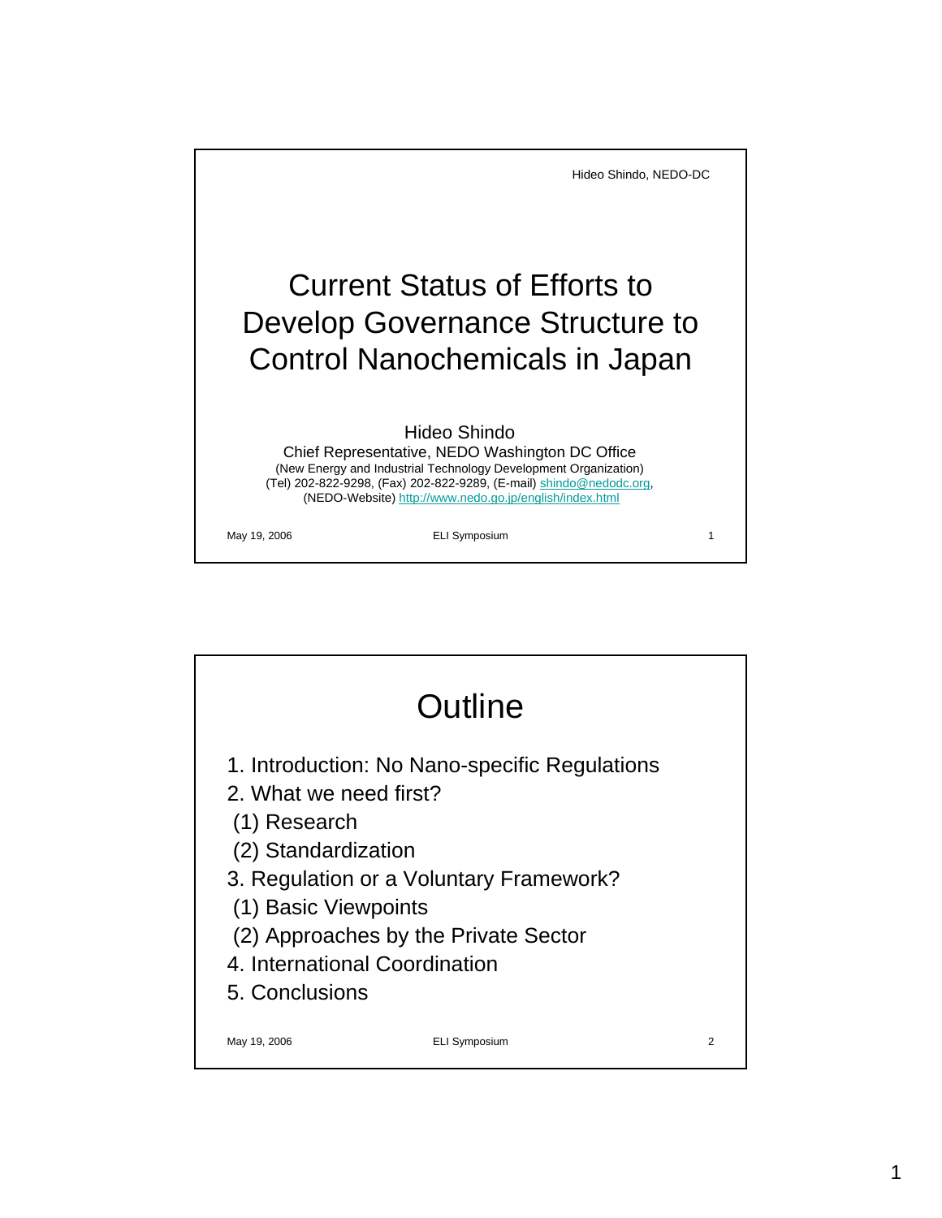# Current Status of Efforts to Develop Governance Structure to Control Nanochemicals in Japan

Hideo Shindo

Chief Representative, NEDO Washington DC Office

(New Energy and Industrial Technology Development Organization)

(Tel) 202-822-9298, (Fax) 202-822-9289, (E-mail) shindo@nedodc.org,

(NEDO-Website) http://www.nedo.go.jp/english/index.html

May 19, 2006 — ELI Symposium

## Outline

1. Introduction: No Nano-specific Regulations
2. What we need first?
   (1) Research
   (2) Standardization
3. Regulation or a Voluntary Framework?
   (1) Basic Viewpoints
   (2) Approaches by the Private Sector
4. International Coordination
5. Conclusions

May 19, 2006 — ELI Symposium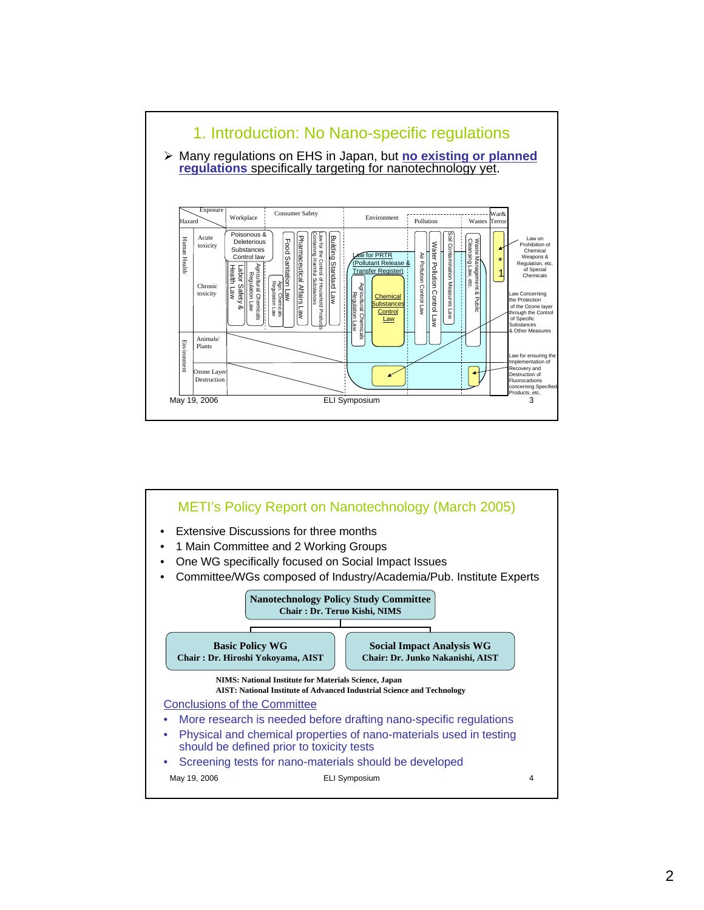# 1. Introduction: No Nano-specific regulations

- Many regulations on EHS in Japan, but **no existing or planned regulations** specifically targeting for nanotechnology yet.

| Hazard \ Exposure | | Workplace | Consumer Safety | Environment | Pollution | Wastes | War& Terror |
|---|---|---|---|---|---|---|---|
| Human Health | Acute toxicity / Chronic toxicity | Poisonous & Deleterious Substances Control law; Labor Safety & Health Law; Agricultural Chemicals Regulation Law | Agri. Chemicals Regulation Law; Food Sanitation Law; Pharmaceutical Affairs Law; Law for the Control of Household Products Containing Harmful Substances; Building Standard Law | Law for PRTR (Pollutant Release & Transfer Register); Agricultural Chemicals Regulation Law; Chemical Substances Control Law | Air Pollution Control Law; Water Pollution Control Law; Soil Contamination Measures Law | Waste Management & Public Cleansing Law, etc. | *1 |
| Environment | Animals/ Plants | | | | | | |
| | Ozone Layer Destruction | | | | | | |

- Law on Prohibition of Chemical Weapons & Regulation, etc. of Special Chemicals
- Law Concerning the Protection of the Ozone layer through the Control of Specific Substances & Other Measures
- Law for ensuring the Implementation of Recovery and Destruction of Fluorocarbons concerning Specified Products, etc.

# METI's Policy Report on Nanotechnology (March 2005)

- Extensive Discussions for three months
- 1 Main Committee and 2 Working Groups
- One WG specifically focused on Social Impact Issues
- Committee/WGs composed of Industry/Academia/Pub. Institute Experts

**Nanotechnology Policy Study Committee**
**Chair : Dr. Teruo Kishi, NIMS**

- **Basic Policy WG** — **Chair : Dr. Hiroshi Yokoyama, AIST**
- **Social Impact Analysis WG** — **Chair: Dr. Junko Nakanishi, AIST**

**NIMS: National Institute for Materials Science, Japan**
**AIST: National Institute of Advanced Industrial Science and Technology**

Conclusions of the Committee

- More research is needed before drafting nano-specific regulations
- Physical and chemical properties of nano-materials used in testing should be defined prior to toxicity tests
- Screening tests for nano-materials should be developed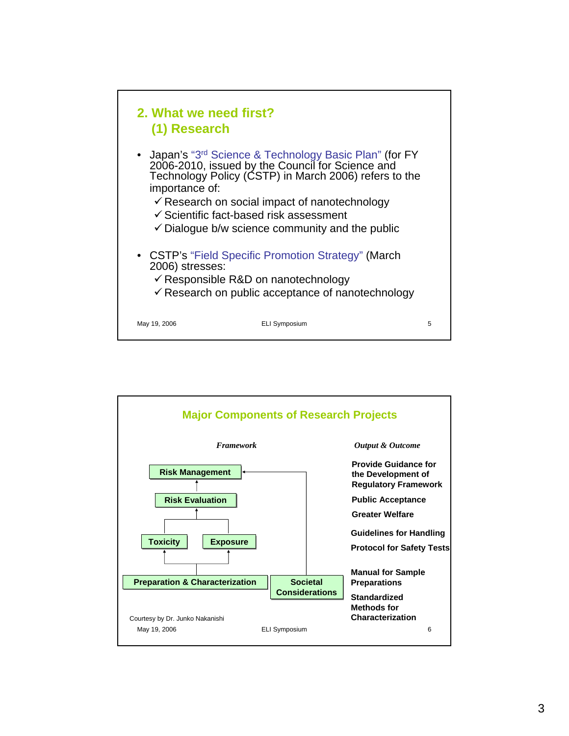## 2. What we need first?
### (1) Research

- Japan's "3rd Science & Technology Basic Plan" (for FY 2006-2010, issued by the Council for Science and Technology Policy (CSTP) in March 2006) refers to the importance of:
  - ✓ Research on social impact of nanotechnology
  - ✓ Scientific fact-based risk assessment
  - ✓ Dialogue b/w science community and the public

- CSTP's "Field Specific Promotion Strategy" (March 2006) stresses:
  - ✓ Responsible R&D on nanotechnology
  - ✓ Research on public acceptance of nanotechnology

May 19, 2006 ELI Symposium

## Major Components of Research Projects

*Framework*

- Risk Management
- Risk Evaluation
- Toxicity
- Exposure
- Preparation & Characterization
- Societal Considerations

*Output & Outcome*

**Provide Guidance for the Development of Regulatory Framework**

**Public Acceptance**

**Greater Welfare**

**Guidelines for Handling**

**Protocol for Safety Tests**

**Manual for Sample Preparations**

**Standardized Methods for Characterization**

Courtesy by Dr. Junko Nakanishi

May 19, 2006 ELI Symposium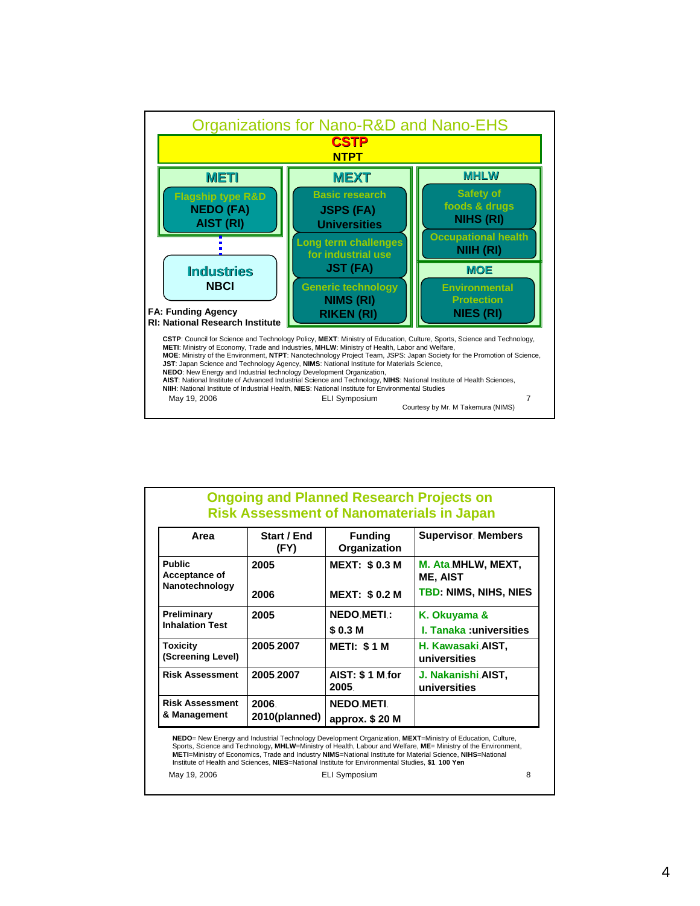## Organizations for Nano-R&D and Nano-EHS

**CSTP**
**NTPT**

**METI**
- Flagship type R&D
  - NEDO (FA)
  - AIST (RI)
- Industries
  - NBCI

**MEXT**
- Basic research
  - JSPS (FA)
  - Universities
- Long term challenges for industrial use
  - JST (FA)
- Generic technology
  - NIMS (RI)
  - RIKEN (RI)

**MHLW**
- Safety of foods & drugs
  - NIHS (RI)
- Occupational health
  - NIIH (RI)

**MOE**
- Environmental Protection
  - NIES (RI)

FA: Funding Agency
RI: National Research Institute

**CSTP**: Council for Science and Technology Policy, **MEXT**: Ministry of Education, Culture, Sports, Science and Technology,
**METI**: Ministry of Economy, Trade and Industries, **MHLW**: Ministry of Health, Labor and Welfare,
**MOE**: Ministry of the Environment, **NTPT**: Nanotechnology Project Team, JSPS: Japan Society for the Promotion of Science,
**JST**: Japan Science and Technology Agency, **NIMS**: National Institute for Materials Science,
**NEDO**: New Energy and Industrial technology Development Organization,
**AIST**: National Institute of Advanced Industrial Science and Technology, **NIHS**: National Institute of Health Sciences,
**NIIH**: National Institute of Industrial Health, **NIES**: National Institute for Environmental Studies

May 19, 2006 ELI Symposium 7

Courtesy by Mr. M Takemura (NIMS)

## Ongoing and Planned Research Projects on Risk Assessment of Nanomaterials in Japan

| Area | Start / End (FY) | Funding Organization | Supervisor, Members |
|---|---|---|---|
| Public Acceptance of Nanotechnology | 2005 | MEXT: $ 0.3 M | M. Ata, MHLW, MEXT, ME, AIST |
| | 2006 | MEXT: $ 0.2 M | TBD: NIMS, NIHS, NIES |
| Preliminary Inhalation Test | 2005 | NEDO, METI: $ 0.3 M | K. Okuyama & I. Tanaka :universities |
| Toxicity (Screening Level) | 2005, 2007 | METI: $ 1 M | H. Kawasaki, AIST, universities |
| Risk Assessment | 2005, 2007 | AIST: $ 1 M for 2005 | J. Nakanishi, AIST, universities |
| Risk Assessment & Management | 2006, 2010(planned) | NEDO, METI, approx. $ 20 M | |

**NEDO**= New Energy and Industrial Technology Development Organization, **MEXT**=Ministry of Education, Culture, Sports, Science and Technology**, MHLW**=Ministry of Health, Labour and Welfare, **ME**= Ministry of the Environment, **METI**=Ministry of Economics, Trade and Industry **NIMS**=National Institute for Material Science, **NIHS**=National Institute of Health and Sciences, **NIES**=National Institute for Environmental Studies, **$1, 100 Yen**

May 19, 2006 ELI Symposium 8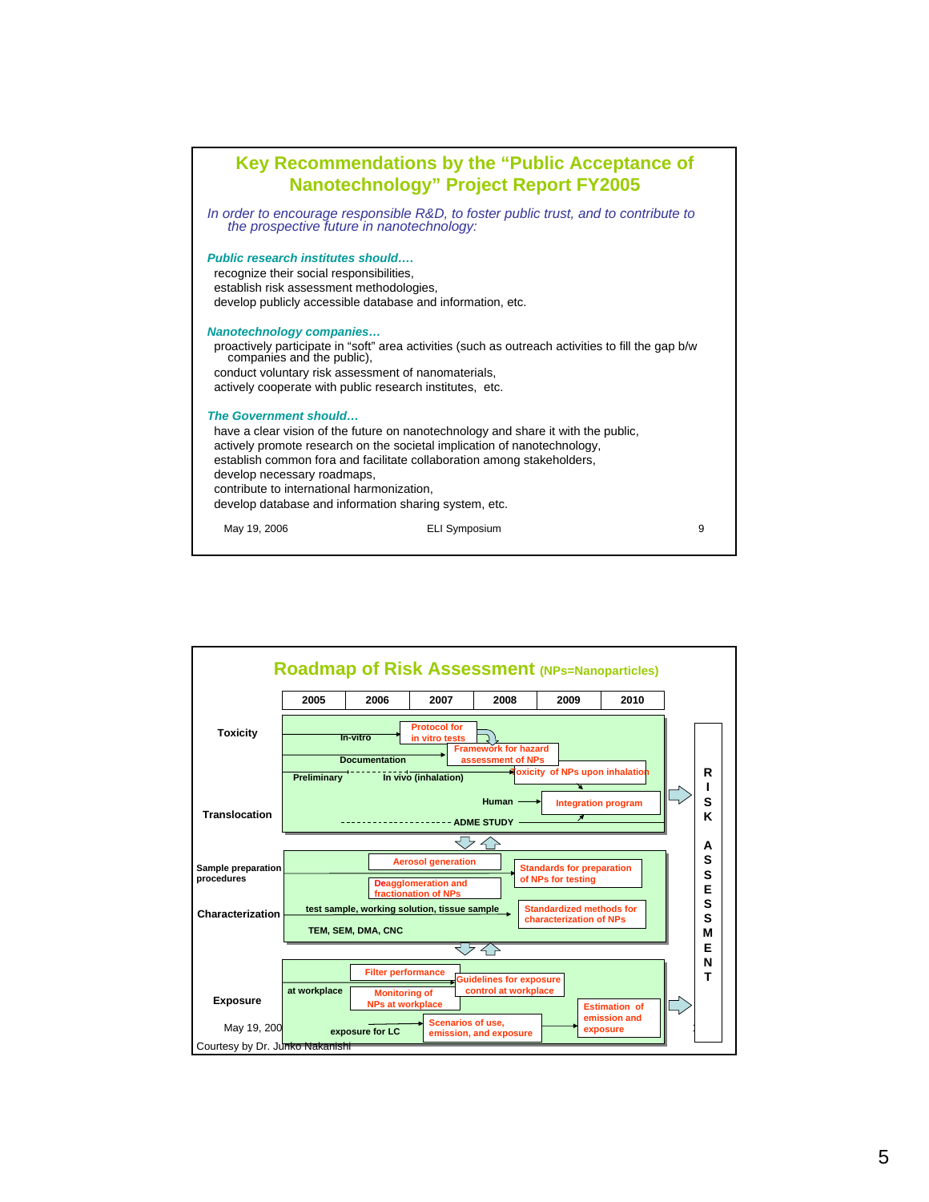## Key Recommendations by the "Public Acceptance of Nanotechnology" Project Report FY2005

*In order to encourage responsible R&D, to foster public trust, and to contribute to the prospective future in nanotechnology:*

***Public research institutes should….***

- recognize their social responsibilities,
- establish risk assessment methodologies,
- develop publicly accessible database and information, etc.

***Nanotechnology companies…***

- proactively participate in "soft" area activities (such as outreach activities to fill the gap b/w companies and the public),
- conduct voluntary risk assessment of nanomaterials,
- actively cooperate with public research institutes, etc.

***The Government should…***

- have a clear vision of the future on nanotechnology and share it with the public,
- actively promote research on the societal implication of nanotechnology,
- establish common fora and facilitate collaboration among stakeholders,
- develop necessary roadmaps,
- contribute to international harmonization,
- develop database and information sharing system, etc.

May 19, 2006 ELI Symposium

## Roadmap of Risk Assessment (NPs=Nanoparticles)

| 2005 | 2006 | 2007 | 2008 | 2009 | 2010 |
|---|---|---|---|---|---|

**Toxicity**
- In-vitro → Protocol for in vitro tests
- Documentation → Framework for hazard assessment of NPs
- Preliminary → In vivo (inhalation) → Toxicity of NPs upon inhalation
- Human → Integration program

**Translocation**
- ADME STUDY

**Sample preparation procedures**
- Aerosol generation
- Deagglomeration and fractionation of NPs
- → Standards for preparation of NPs for testing

**Characterization**
- test sample, working solution, tissue sample → Standardized methods for characterization of NPs
- TEM, SEM, DMA, CNC

**Exposure**
- at workplace: Filter performance; Monitoring of NPs at workplace → Guidelines for exposure control at workplace
- exposure for LC → Scenarios of use, emission, and exposure → Estimation of emission and exposure

→ RISK ASSESSMENT

May 19, 200

Courtesy by Dr. Junko Nakanishi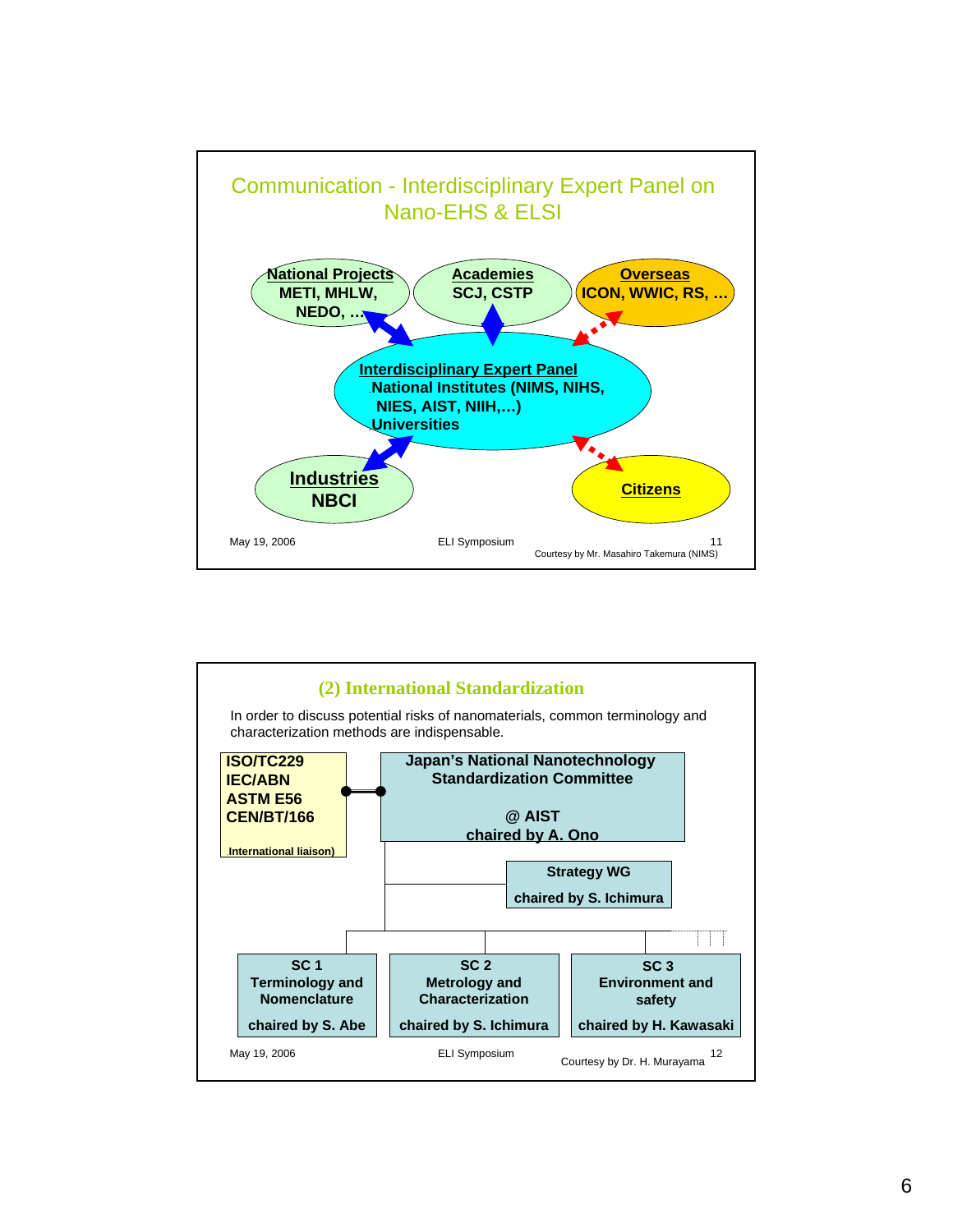## Communication - Interdisciplinary Expert Panel on Nano-EHS & ELSI

**National Projects**
METI, MHLW, NEDO, …

**Academies**
SCJ, CSTP

**Overseas**
ICON, WWIC, RS, …

**Interdisciplinary Expert Panel**
National Institutes (NIMS, NIHS, NIES, AIST, NIIH,…)
Universities

**Industries**
NBCI

**Citizens**

May 19, 2006 — ELI Symposium — 11

Courtesy by Mr. Masahiro Takemura (NIMS)

## (2) International Standardization

In order to discuss potential risks of nanomaterials, common terminology and characterization methods are indispensable.

**ISO/TC229**
**IEC/ABN**
**ASTM E56**
**CEN/BT/166**
International liaison)

**Japan's National Nanotechnology Standardization Committee**
@ AIST
chaired by A. Ono

**Strategy WG**
chaired by S. Ichimura

**SC 1** Terminology and Nomenclature — chaired by S. Abe

**SC 2** Metrology and Characterization — chaired by S. Ichimura

**SC 3** Environment and safety — chaired by H. Kawasaki

May 19, 2006 — ELI Symposium — 12

Courtesy by Dr. H. Murayama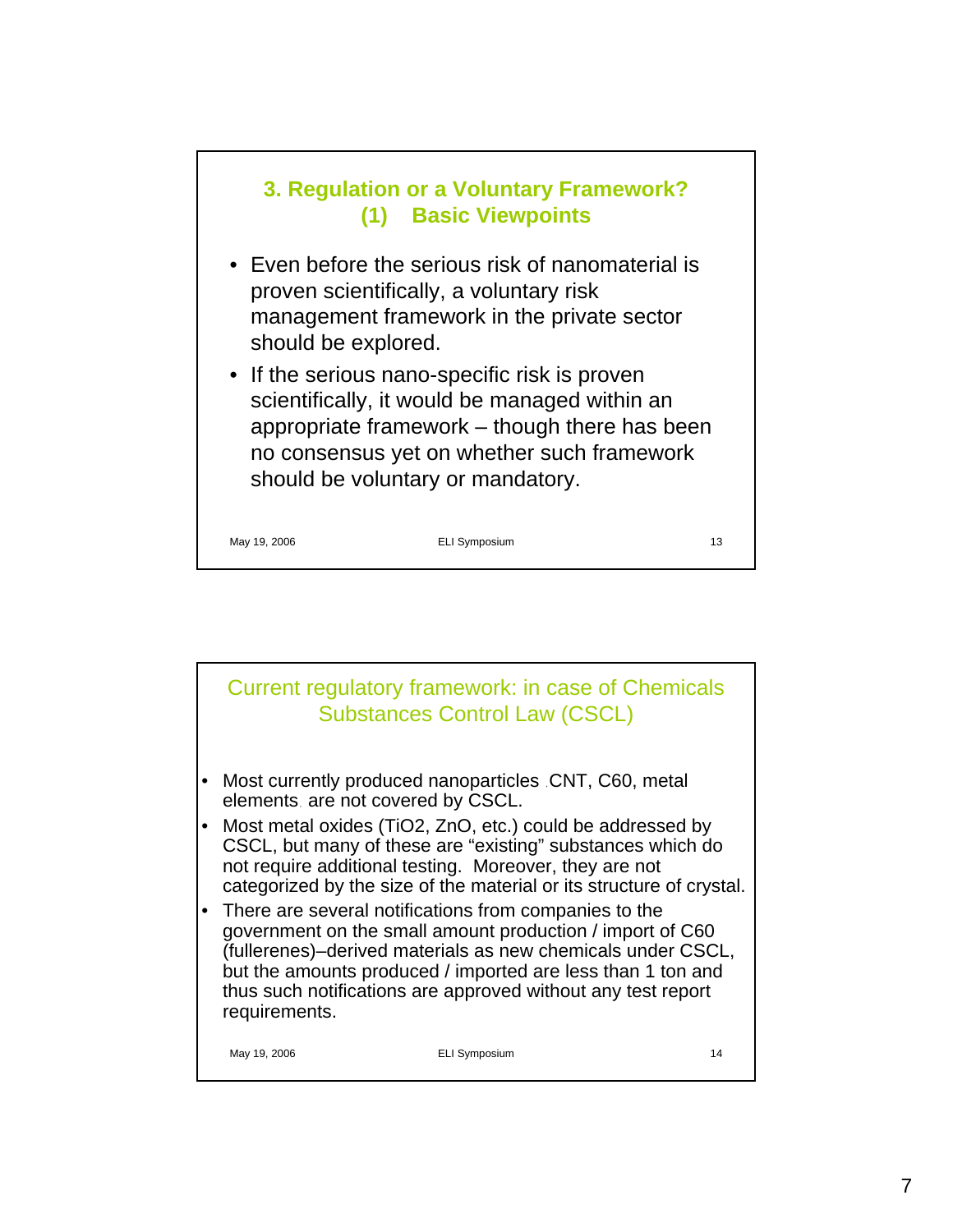## 3. Regulation or a Voluntary Framework?
### (1) Basic Viewpoints

- Even before the serious risk of nanomaterial is proven scientifically, a voluntary risk management framework in the private sector should be explored.
- If the serious nano-specific risk is proven scientifically, it would be managed within an appropriate framework – though there has been no consensus yet on whether such framework should be voluntary or mandatory.

## Current regulatory framework: in case of Chemicals Substances Control Law (CSCL)

- Most currently produced nanoparticles (CNT, C60, metal elements) are not covered by CSCL.
- Most metal oxides ($TiO_2$, $ZnO$, etc.) could be addressed by CSCL, but many of these are “existing” substances which do not require additional testing. Moreover, they are not categorized by the size of the material or its structure of crystal.
- There are several notifications from companies to the government on the small amount production / import of C60 (fullerenes)–derived materials as new chemicals under CSCL, but the amounts produced / imported are less than 1 ton and thus such notifications are approved without any test report requirements.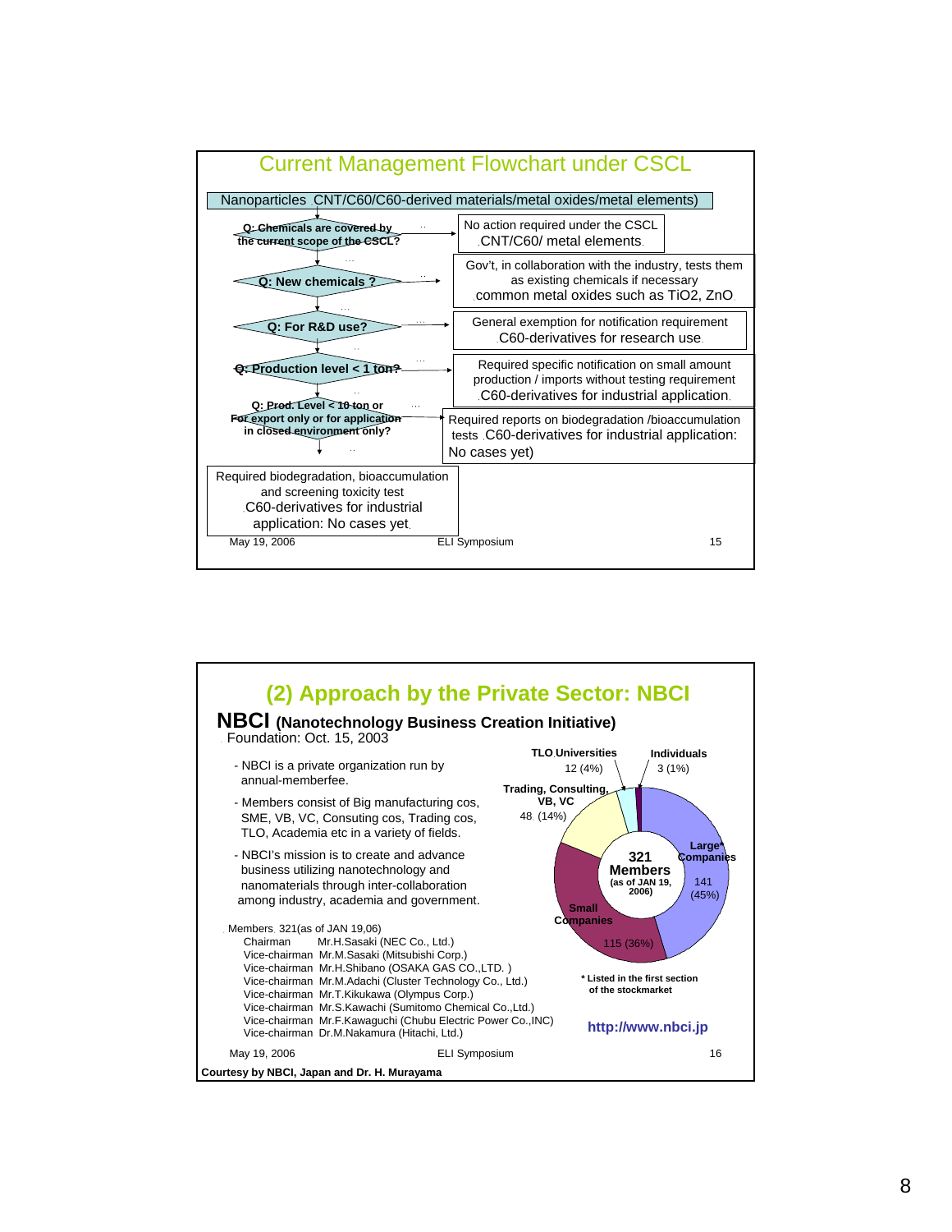## Current Management Flowchart under CSCL

Nanoparticles (CNT/C60/C60-derived materials/metal oxides/metal elements)

- **Q: Chemicals are covered by the current scope of the CSCL?** → No action required under the CSCL (CNT/C60/ metal elements)
- **Q: New chemicals ?** → Gov't, in collaboration with the industry, tests them as existing chemicals if necessary (common metal oxides such as TiO2, ZnO)
- **Q: For R&D use?** → General exemption for notification requirement (C60-derivatives for research use)
- **Q: Production level < 1 ton?** → Required specific notification on small amount production / imports without testing requirement (C60-derivatives for industrial application)
- **Q: Prod. Level < 10 ton or For export only or for application in closed environment only?** → Required reports on biodegradation /bioaccumulation tests (C60-derivatives for industrial application: No cases yet)
- Otherwise → Required biodegradation, bioaccumulation and screening toxicity test (C60-derivatives for industrial application: No cases yet)

May 19, 2006 ELI Symposium 15

## (2) Approach by the Private Sector: NBCI

**NBCI (Nanotechnology Business Creation Initiative)**

Foundation: Oct. 15, 2003

- NBCI is a private organization run by annual-memberfee.
- Members consist of Big manufacturing cos, SME, VB, VC, Consuting cos, Trading cos, TLO, Academia etc in a variety of fields.
- NBCI's mission is to create and advance business utilizing nanotechnology and nanomaterials through inter-collaboration among industry, academia and government.

Members (321(as of JAN 19,06)

| | |
|---|---|
| Chairman | Mr.H.Sasaki (NEC Co., Ltd.) |
| Vice-chairman | Mr.M.Sasaki (Mitsubishi Corp.) |
| Vice-chairman | Mr.H.Shibano (OSAKA GAS CO.,LTD. ) |
| Vice-chairman | Mr.M.Adachi (Cluster Technology Co., Ltd.) |
| Vice-chairman | Mr.T.Kikukawa (Olympus Corp.) |
| Vice-chairman | Mr.S.Kawachi (Sumitomo Chemical Co.,Ltd.) |
| Vice-chairman | Mr.F.Kawaguchi (Chubu Electric Power Co.,INC) |
| Vice-chairman | Dr.M.Nakamura (Hitachi, Ltd.) |

321 Members (as of JAN 19, 2006)

| Category | Number |
|---|---|
| Large* Companies | 141 (45%) |
| Small Companies | 115 (36%) |
| Trading, Consulting, VB, VC | 48 (14%) |
| TLO,Universities | 12 (4%) |
| Individuals | 3 (1%) |

\* Listed in the first section of the stockmarket

http://www.nbci.jp

May 19, 2006 ELI Symposium 16

Courtesy by NBCI, Japan and Dr. H. Murayama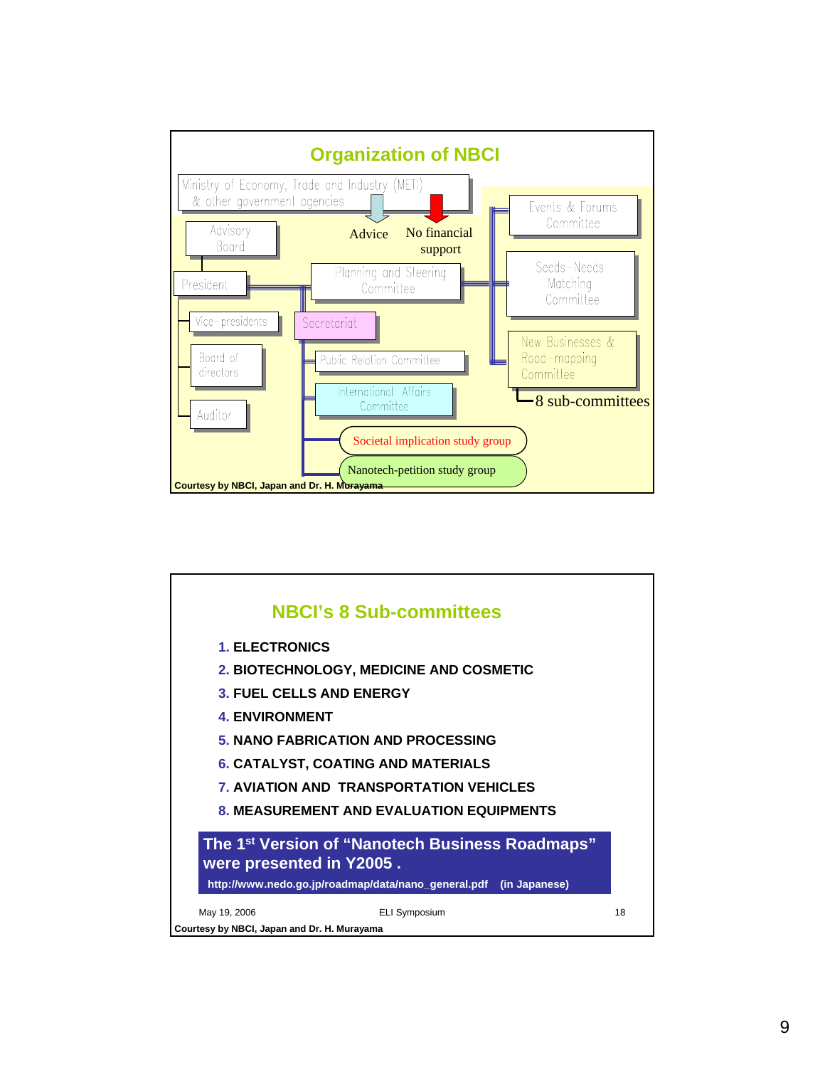## Organization of NBCI

Ministry of Economy, Trade and Industry (METI) & other government agencies

Advice

No financial support

Advisory Board

President

Vice-presidents

Board of directors

Auditor

Planning and Steering Committee

Secretariat

Public Relation Committee

International Affairs Committee

Societal implication study group

Nanotech-petition study group

Events & Forums Committee

Seeds-Needs Matching Committee

New Businesses & Road-mapping Committee

8 sub-committees

Courtesy by NBCI, Japan and Dr. H. Murayama

## NBCI's 8 Sub-committees

1. **ELECTRONICS**
2. **BIOTECHNOLOGY, MEDICINE AND COSMETIC**
3. **FUEL CELLS AND ENERGY**
4. **ENVIRONMENT**
5. **NANO FABRICATION AND PROCESSING**
6. **CATALYST, COATING AND MATERIALS**
7. **AVIATION AND TRANSPORTATION VEHICLES**
8. **MEASUREMENT AND EVALUATION EQUIPMENTS**

**The 1st Version of "Nanotech Business Roadmaps" were presented in Y2005 .**

**http://www.nedo.go.jp/roadmap/data/nano_general.pdf (in Japanese)**

May 19, 2006 ELI Symposium 18

Courtesy by NBCI, Japan and Dr. H. Murayama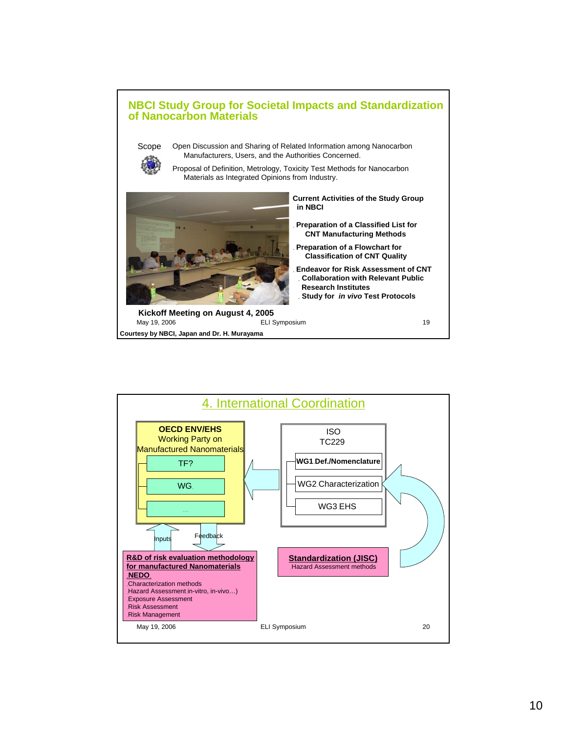## NBCI Study Group for Societal Impacts and Standardization of Nanocarbon Materials

**Scope**

- Open Discussion and Sharing of Related Information among Nanocarbon Manufacturers, Users, and the Authorities Concerned.
- Proposal of Definition, Metrology, Toxicity Test Methods for Nanocarbon Materials as Integrated Opinions from Industry.

**Kickoff Meeting on August 4, 2005**

**Current Activities of the Study Group in NBCI**

- **Preparation of a Classified List for CNT Manufacturing Methods**
- **Preparation of a Flowchart for Classification of CNT Quality**
- **Endeavor for Risk Assessment of CNT**
  - **Collaboration with Relevant Public Research Institutes**
  - **Study for *in vivo* Test Protocols**

May 19, 2006 ELI Symposium 19

**Courtesy by NBCI, Japan and Dr. H. Murayama**

## 4. International Coordination

**OECD ENV/EHS**
Working Party on Manufactured Nanomaterials

- TF?
- WG
- …

ISO TC229

- WG1 Def./Nomenclature
- WG2 Characterization
- WG3 EHS

Inputs / Feedback

**R&D of risk evaluation methodology for manufactured Nanomaterials**
**NEDO**

- Characterization methods
- Hazard Assessment in-vitro, in-vivo…)
- Exposure Assessment
- Risk Assessment
- Risk Management

**Standardization (JISC)**
Hazard Assessment methods

May 19, 2006 ELI Symposium 20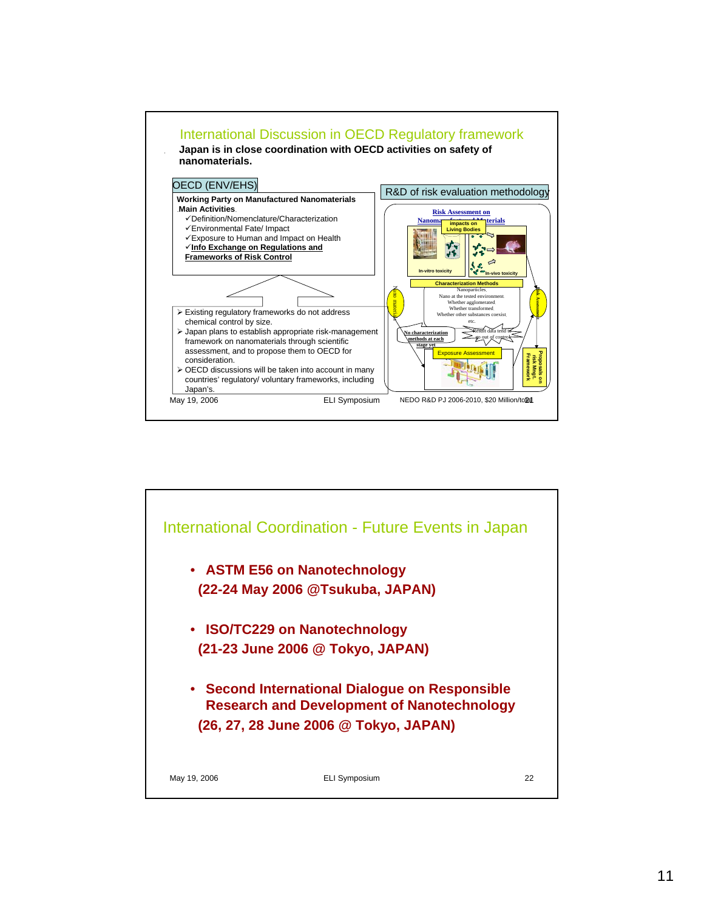## International Discussion in OECD Regulatory framework

**Japan is in close coordination with OECD activities on safety of nanomaterials.**

### OECD (ENV/EHS)

**Working Party on Manufactured Nanomaterials**

**Main Activities**

- ✓Definition/Nomenclature/Characterization
- ✓Environmental Fate/ Impact
- ✓Exposure to Human and Impact on Health
- ✓**Info Exchange on Regulations and Frameworks of Risk Control**

- ➢ Existing regulatory frameworks do not address chemical control by size.
- ➢ Japan plans to establish appropriate risk-management framework on nanomaterials through scientific assessment, and to propose them to OECD for consideration.
- ➢ OECD discussions will be taken into account in many countries' regulatory/ voluntary frameworks, including Japan's.

### R&D of risk evaluation methodology

**Risk Assessment on Nanomaterials**

- impacts on Living Bodies
- In-vitro toxicity
- In-vivo toxicity
- Characterization Methods
  - Nanoparticles
  - Nano at the tested environment
  - Whether agglomerated
  - Whether transformed
  - Whether other substances coexist
  - etc.
- No characterization methods at each stage yet
- Result data tend to go out of control
- Exposure Assessment
- Nano materials
- Risk Assessment
- Proposals on risk Mngt. Framework

NEDO R&D PJ 2006-2010, $20 Million/total

May 19, 2006 — ELI Symposium

---

## International Coordination - Future Events in Japan

- **ASTM E56 on Nanotechnology (22-24 May 2006 @Tsukuba, JAPAN)**
- **ISO/TC229 on Nanotechnology (21-23 June 2006 @ Tokyo, JAPAN)**
- **Second International Dialogue on Responsible Research and Development of Nanotechnology (26, 27, 28 June 2006 @ Tokyo, JAPAN)**

May 19, 2006 — ELI Symposium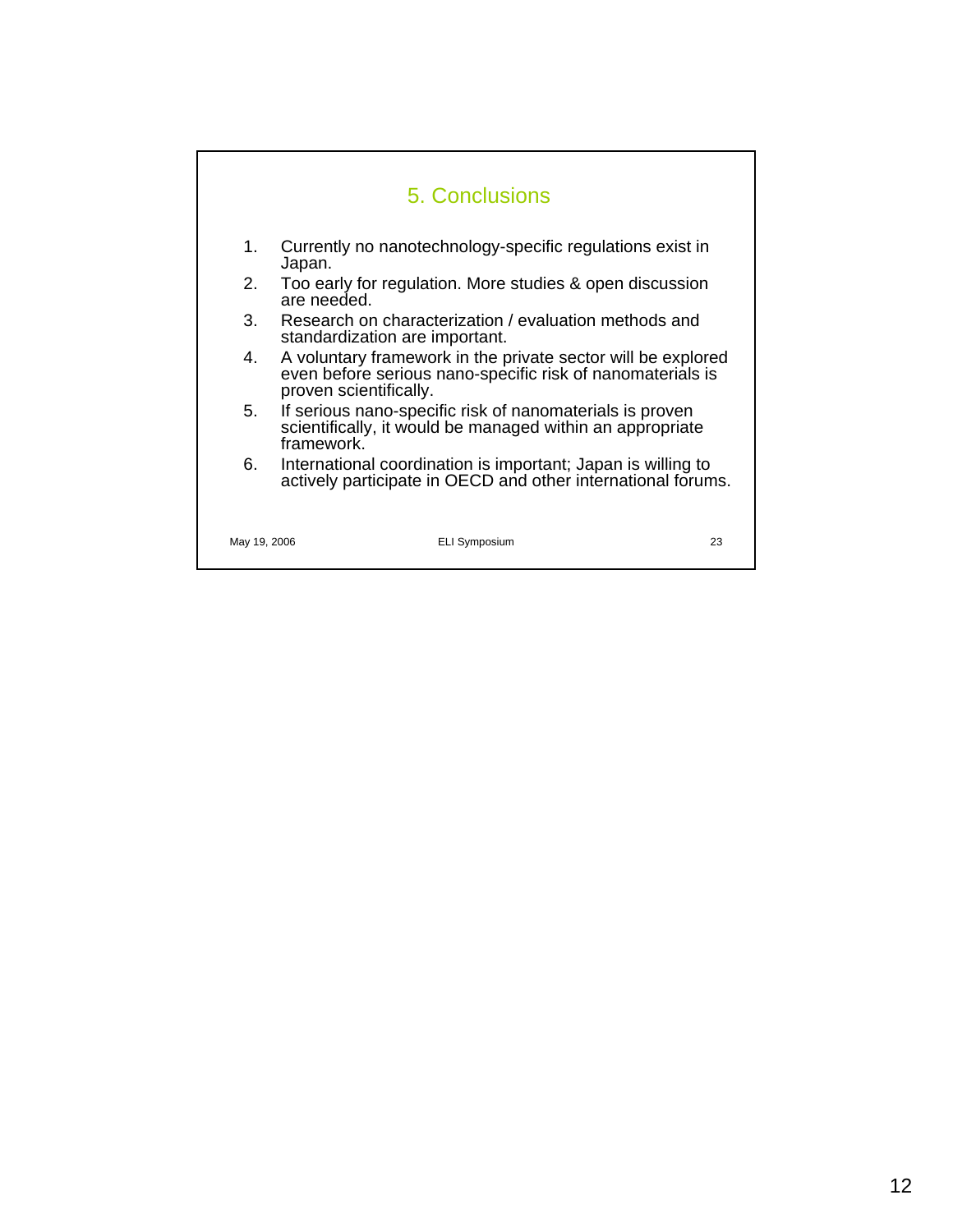## 5. Conclusions

1. Currently no nanotechnology-specific regulations exist in Japan.
2. Too early for regulation. More studies & open discussion are needed.
3. Research on characterization / evaluation methods and standardization are important.
4. A voluntary framework in the private sector will be explored even before serious nano-specific risk of nanomaterials is proven scientifically.
5. If serious nano-specific risk of nanomaterials is proven scientifically, it would be managed within an appropriate framework.
6. International coordination is important; Japan is willing to actively participate in OECD and other international forums.

May 19, 2006 ELI Symposium 23